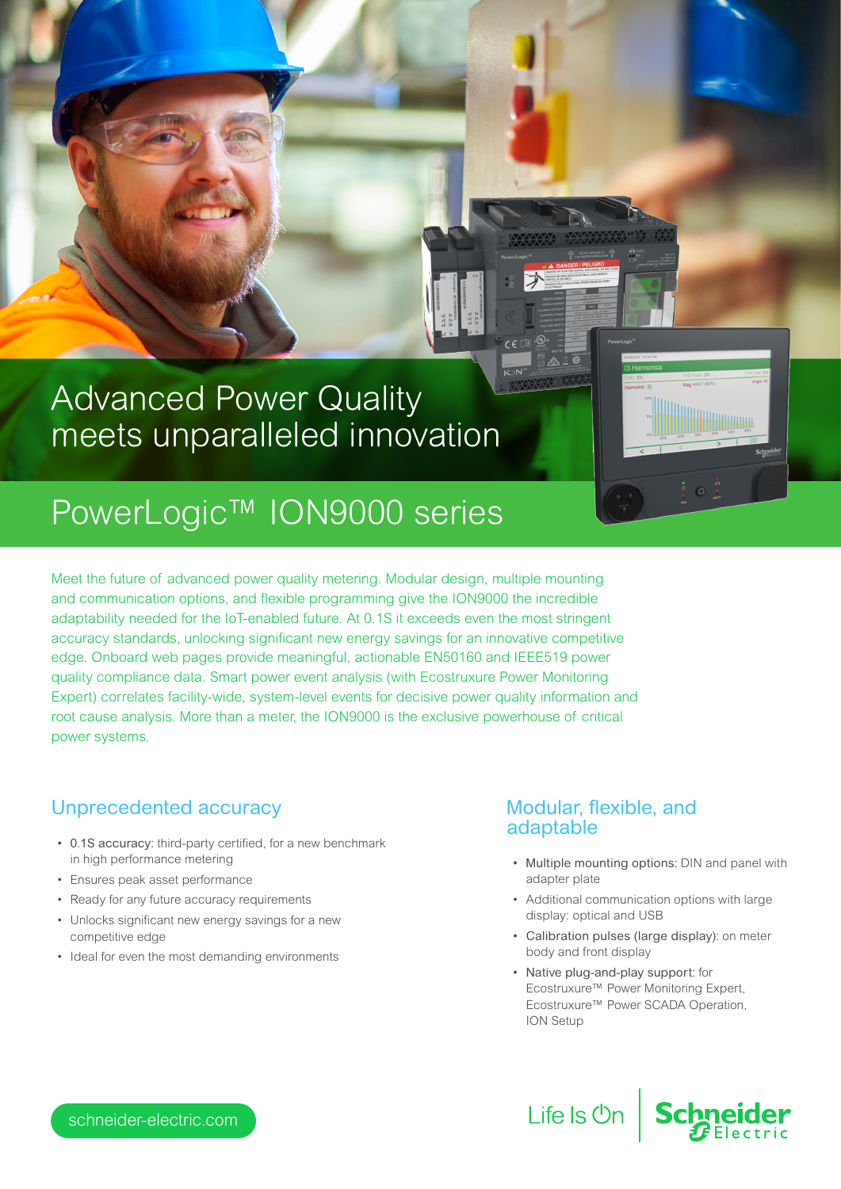# Advanced Power Quality meets unparalleled innovation

## PowerLogic™ ION9000 series

Meet the future of advanced power quality metering. Modular design, multiple mounting and communication options, and flexible programming give the ION9000 the incredible adaptability needed for the IoT-enabled future. At 0.1S it exceeds even the most stringent accuracy standards, unlocking significant new energy savings for an innovative competitive edge. Onboard web pages provide meaningful, actionable EN50160 and IEEE519 power quality compliance data. Smart power event analysis (with Ecostruxure Power Monitoring Expert) correlates facility-wide, system-level events for decisive power quality information and root cause analysis. More than a meter, the ION9000 is the exclusive powerhouse of critical power systems.

### Unprecedented accuracy

- 0.1S accuracy: third-party certified, for a new benchmark in high performance metering
- Ensures peak asset performance
- Ready for any future accuracy requirements
- Unlocks significant new energy savings for a new competitive edge
- Ideal for even the most demanding environments

### Modular, flexible, and adaptable

- Multiple mounting options: DIN and panel with adapter plate
- Additional communication options with large display: optical and USB
- Calibration pulses (large display): on meter body and front display
- Native plug-and-play support: for Ecostruxure™ Power Monitoring Expert, Ecostruxure™ Power SCADA Operation, ION Setup

schneider-electric.com

Life Is On | Schneider Electric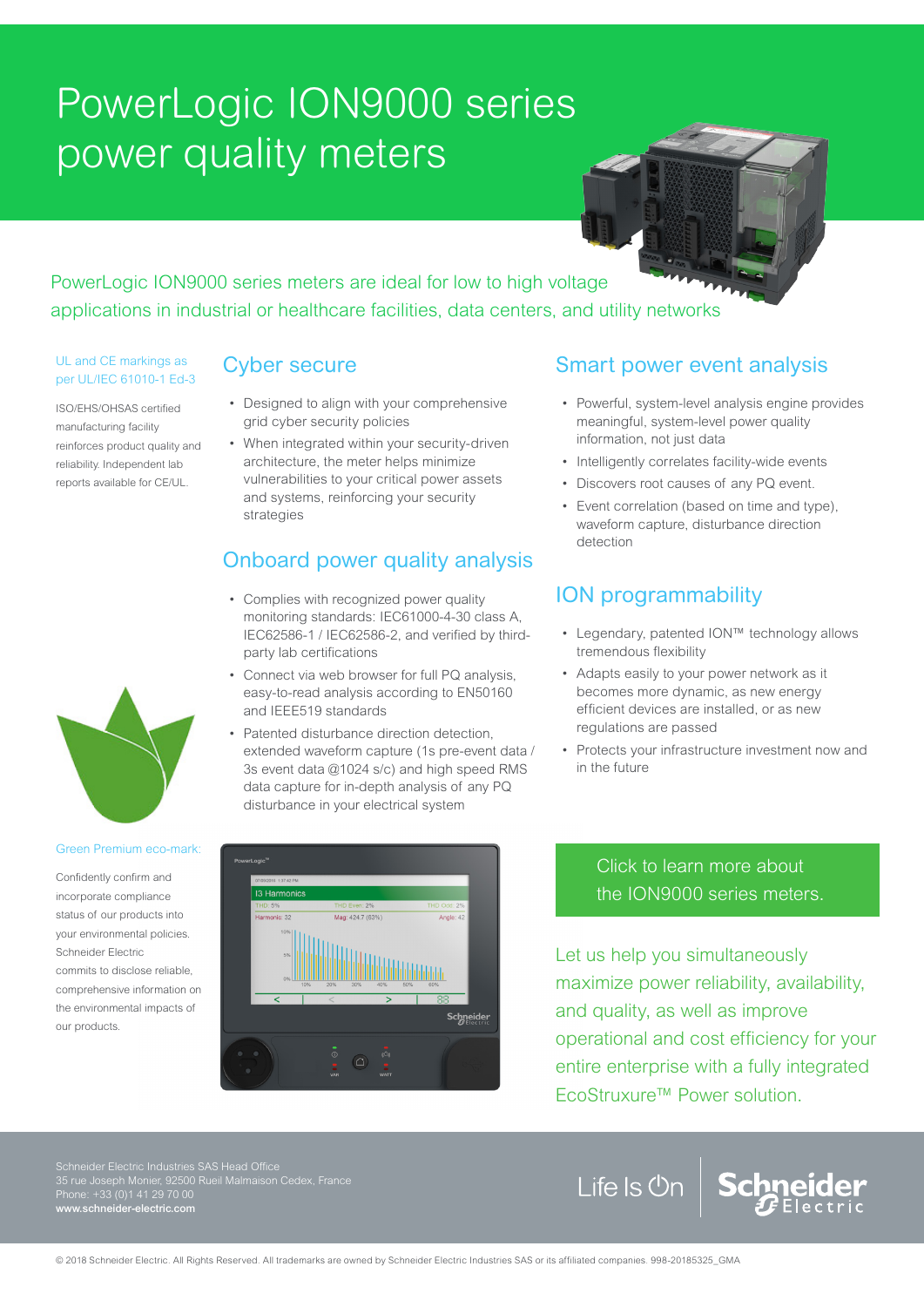# PowerLogic ION9000 series power quality meters

PowerLogic ION9000 series meters are ideal for low to high voltage applications in industrial or healthcare facilities, data centers, and utility networks

UL and CE markings as per UL/IEC 61010-1 Ed-3

ISO/EHS/OHSAS certified manufacturing facility reinforces product quality and reliability. Independent lab reports available for CE/UL.

Green Premium eco-mark:

Confidently confirm and incorporate compliance status of our products into your environmental policies. Schneider Electric commits to disclose reliable, comprehensive information on the environmental impacts of our products.

## Cyber secure

- Designed to align with your comprehensive grid cyber security policies
- When integrated within your security-driven architecture, the meter helps minimize vulnerabilities to your critical power assets and systems, reinforcing your security strategies

## Onboard power quality analysis

- Complies with recognized power quality monitoring standards: IEC61000-4-30 class A, IEC62586-1 / IEC62586-2, and verified by third-party lab certifications
- Connect via web browser for full PQ analysis, easy-to-read analysis according to EN50160 and IEEE519 standards
- Patented disturbance direction detection, extended waveform capture (1s pre-event data / 3s event data @1024 s/c) and high speed RMS data capture for in-depth analysis of any PQ disturbance in your electrical system

## Smart power event analysis

- Powerful, system-level analysis engine provides meaningful, system-level power quality information, not just data
- Intelligently correlates facility-wide events
- Discovers root causes of any PQ event.
- Event correlation (based on time and type), waveform capture, disturbance direction detection

## ION programmability

- Legendary, patented ION™ technology allows tremendous flexibility
- Adapts easily to your power network as it becomes more dynamic, as new energy efficient devices are installed, or as new regulations are passed
- Protects your infrastructure investment now and in the future

Click to learn more about the ION9000 series meters.

Let us help you simultaneously maximize power reliability, availability, and quality, as well as improve operational and cost efficiency for your entire enterprise with a fully integrated EcoStruxure™ Power solution.

Schneider Electric Industries SAS Head Office
35 rue Joseph Monier, 92500 Rueil Malmaison Cedex, France
Phone: +33 (0)1 41 29 70 00
www.schneider-electric.com

© 2018 Schneider Electric. All Rights Reserved. All trademarks are owned by Schneider Electric Industries SAS or its affiliated companies. 998-20185325_GMA